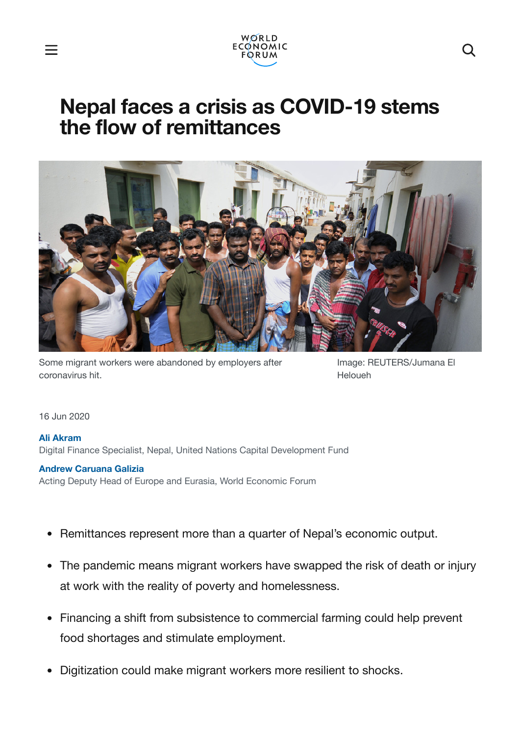# Nepal faces a crisis as COVID-19 stems the flow of remittances

Some migrant workers were abandoned by employers after coronavirus hit.

Image: REUTERS/Jumana El Heloueh

16 Jun 2020

**Ali Akram**
Digital Finance Specialist, Nepal, United Nations Capital Development Fund

**Andrew Caruana Galizia**
Acting Deputy Head of Europe and Eurasia, World Economic Forum

- Remittances represent more than a quarter of Nepal's economic output.
- The pandemic means migrant workers have swapped the risk of death or injury at work with the reality of poverty and homelessness.
- Financing a shift from subsistence to commercial farming could help prevent food shortages and stimulate employment.
- Digitization could make migrant workers more resilient to shocks.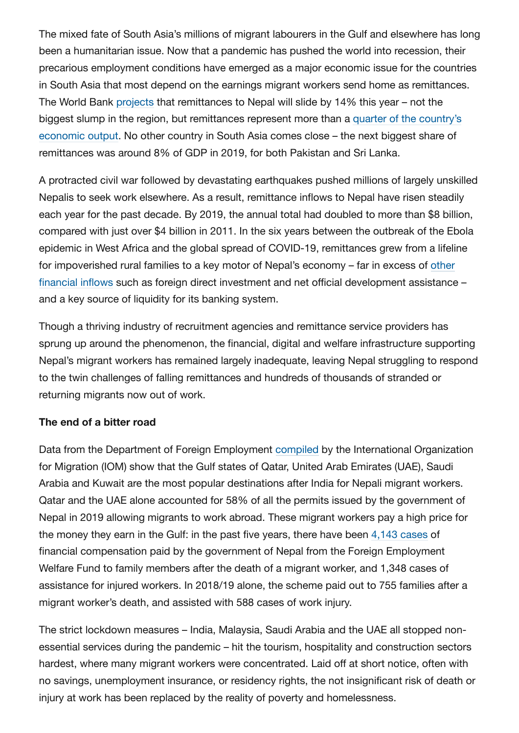The mixed fate of South Asia's millions of migrant labourers in the Gulf and elsewhere has long been a humanitarian issue. Now that a pandemic has pushed the world into recession, their precarious employment conditions have emerged as a major economic issue for the countries in South Asia that most depend on the earnings migrant workers send home as remittances. The World Bank projects that remittances to Nepal will slide by 14% this year – not the biggest slump in the region, but remittances represent more than a quarter of the country's economic output. No other country in South Asia comes close – the next biggest share of remittances was around 8% of GDP in 2019, for both Pakistan and Sri Lanka.

A protracted civil war followed by devastating earthquakes pushed millions of largely unskilled Nepalis to seek work elsewhere. As a result, remittance inflows to Nepal have risen steadily each year for the past decade. By 2019, the annual total had doubled to more than $8 billion, compared with just over $4 billion in 2011. In the six years between the outbreak of the Ebola epidemic in West Africa and the global spread of COVID-19, remittances grew from a lifeline for impoverished rural families to a key motor of Nepal's economy – far in excess of other financial inflows such as foreign direct investment and net official development assistance – and a key source of liquidity for its banking system.

Though a thriving industry of recruitment agencies and remittance service providers has sprung up around the phenomenon, the financial, digital and welfare infrastructure supporting Nepal's migrant workers has remained largely inadequate, leaving Nepal struggling to respond to the twin challenges of falling remittances and hundreds of thousands of stranded or returning migrants now out of work.

**The end of a bitter road**

Data from the Department of Foreign Employment compiled by the International Organization for Migration (IOM) show that the Gulf states of Qatar, United Arab Emirates (UAE), Saudi Arabia and Kuwait are the most popular destinations after India for Nepali migrant workers. Qatar and the UAE alone accounted for 58% of all the permits issued by the government of Nepal in 2019 allowing migrants to work abroad. These migrant workers pay a high price for the money they earn in the Gulf: in the past five years, there have been 4,143 cases of financial compensation paid by the government of Nepal from the Foreign Employment Welfare Fund to family members after the death of a migrant worker, and 1,348 cases of assistance for injured workers. In 2018/19 alone, the scheme paid out to 755 families after a migrant worker's death, and assisted with 588 cases of work injury.

The strict lockdown measures – India, Malaysia, Saudi Arabia and the UAE all stopped non-essential services during the pandemic – hit the tourism, hospitality and construction sectors hardest, where many migrant workers were concentrated. Laid off at short notice, often with no savings, unemployment insurance, or residency rights, the not insignificant risk of death or injury at work has been replaced by the reality of poverty and homelessness.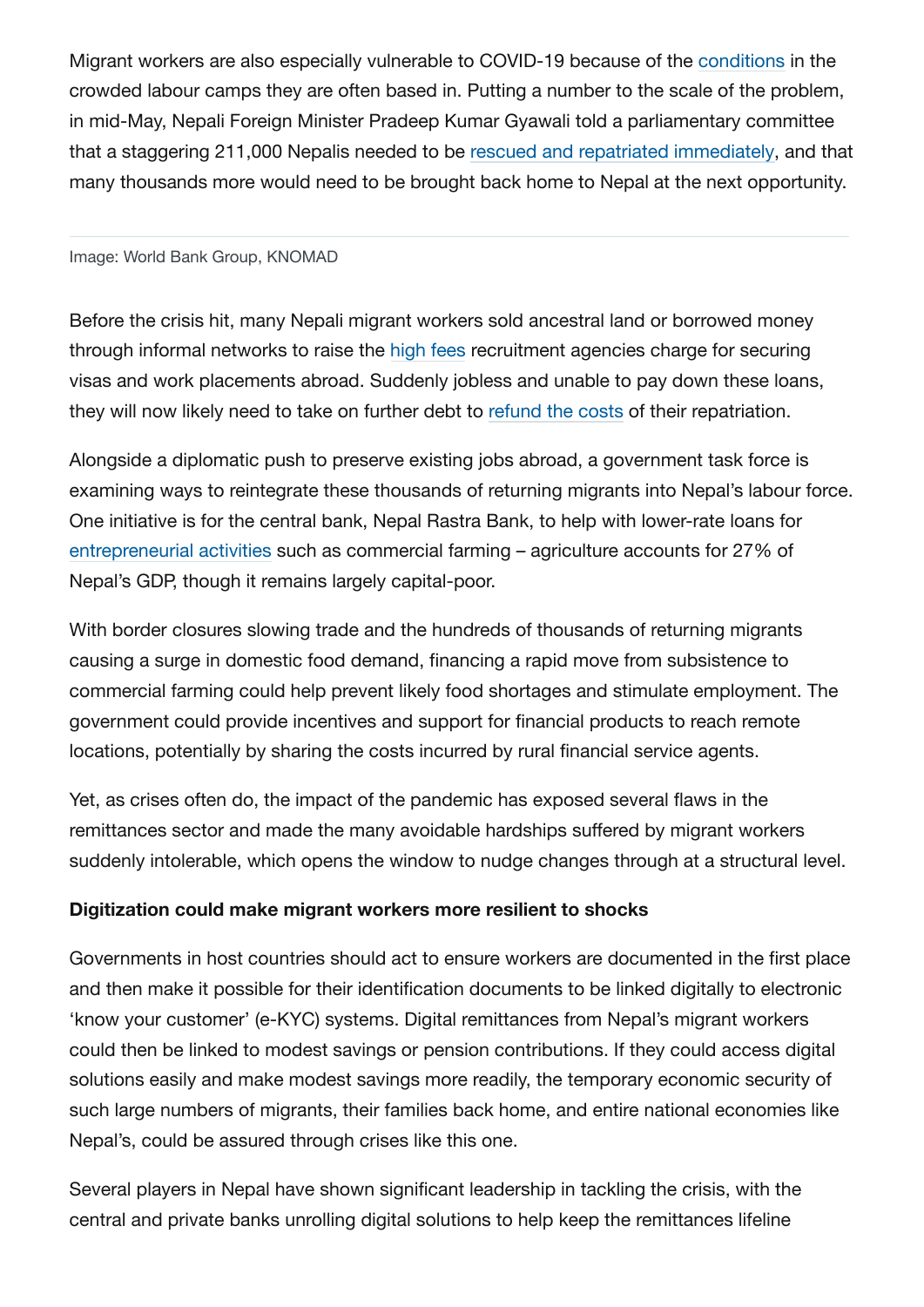Migrant workers are also especially vulnerable to COVID-19 because of the conditions in the crowded labour camps they are often based in. Putting a number to the scale of the problem, in mid-May, Nepali Foreign Minister Pradeep Kumar Gyawali told a parliamentary committee that a staggering 211,000 Nepalis needed to be rescued and repatriated immediately, and that many thousands more would need to be brought back home to Nepal at the next opportunity.

Image: World Bank Group, KNOMAD

Before the crisis hit, many Nepali migrant workers sold ancestral land or borrowed money through informal networks to raise the high fees recruitment agencies charge for securing visas and work placements abroad. Suddenly jobless and unable to pay down these loans, they will now likely need to take on further debt to refund the costs of their repatriation.

Alongside a diplomatic push to preserve existing jobs abroad, a government task force is examining ways to reintegrate these thousands of returning migrants into Nepal's labour force. One initiative is for the central bank, Nepal Rastra Bank, to help with lower-rate loans for entrepreneurial activities such as commercial farming – agriculture accounts for 27% of Nepal's GDP, though it remains largely capital-poor.

With border closures slowing trade and the hundreds of thousands of returning migrants causing a surge in domestic food demand, financing a rapid move from subsistence to commercial farming could help prevent likely food shortages and stimulate employment. The government could provide incentives and support for financial products to reach remote locations, potentially by sharing the costs incurred by rural financial service agents.

Yet, as crises often do, the impact of the pandemic has exposed several flaws in the remittances sector and made the many avoidable hardships suffered by migrant workers suddenly intolerable, which opens the window to nudge changes through at a structural level.

**Digitization could make migrant workers more resilient to shocks**

Governments in host countries should act to ensure workers are documented in the first place and then make it possible for their identification documents to be linked digitally to electronic 'know your customer' (e-KYC) systems. Digital remittances from Nepal's migrant workers could then be linked to modest savings or pension contributions. If they could access digital solutions easily and make modest savings more readily, the temporary economic security of such large numbers of migrants, their families back home, and entire national economies like Nepal's, could be assured through crises like this one.

Several players in Nepal have shown significant leadership in tackling the crisis, with the central and private banks unrolling digital solutions to help keep the remittances lifeline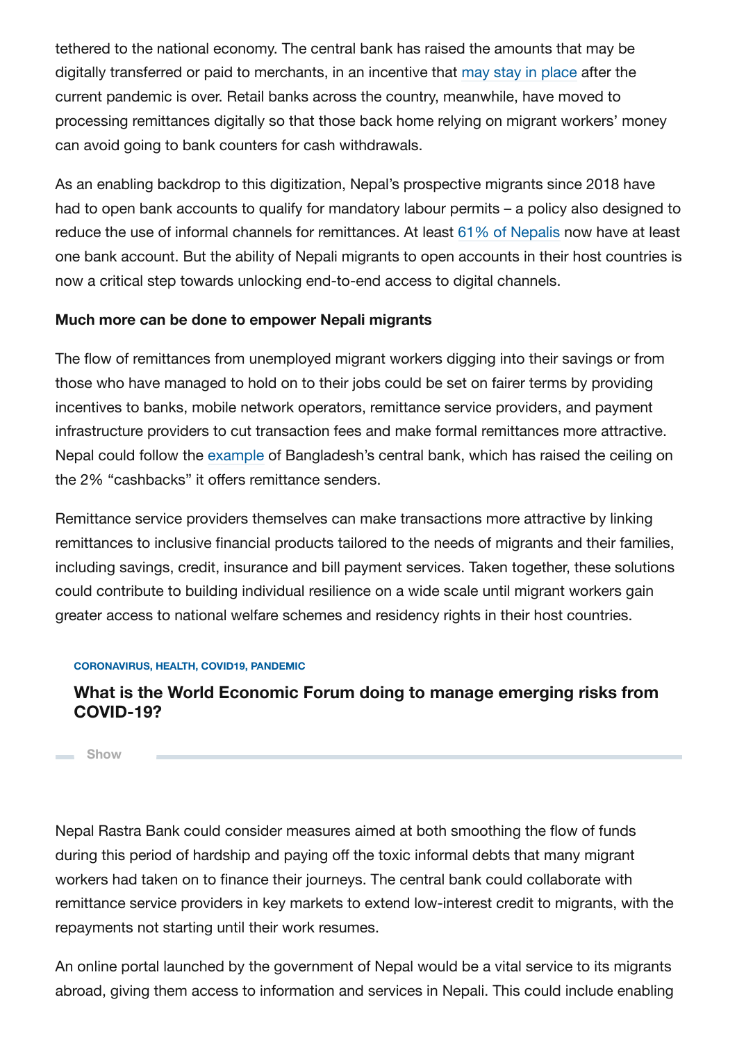tethered to the national economy. The central bank has raised the amounts that may be digitally transferred or paid to merchants, in an incentive that may stay in place after the current pandemic is over. Retail banks across the country, meanwhile, have moved to processing remittances digitally so that those back home relying on migrant workers' money can avoid going to bank counters for cash withdrawals.

As an enabling backdrop to this digitization, Nepal's prospective migrants since 2018 have had to open bank accounts to qualify for mandatory labour permits – a policy also designed to reduce the use of informal channels for remittances. At least 61% of Nepalis now have at least one bank account. But the ability of Nepali migrants to open accounts in their host countries is now a critical step towards unlocking end-to-end access to digital channels.

**Much more can be done to empower Nepali migrants**

The flow of remittances from unemployed migrant workers digging into their savings or from those who have managed to hold on to their jobs could be set on fairer terms by providing incentives to banks, mobile network operators, remittance service providers, and payment infrastructure providers to cut transaction fees and make formal remittances more attractive. Nepal could follow the example of Bangladesh's central bank, which has raised the ceiling on the 2% "cashbacks" it offers remittance senders.

Remittance service providers themselves can make transactions more attractive by linking remittances to inclusive financial products tailored to the needs of migrants and their families, including savings, credit, insurance and bill payment services. Taken together, these solutions could contribute to building individual resilience on a wide scale until migrant workers gain greater access to national welfare schemes and residency rights in their host countries.

CORONAVIRUS, HEALTH, COVID19, PANDEMIC

**What is the World Economic Forum doing to manage emerging risks from COVID-19?**

Show

Nepal Rastra Bank could consider measures aimed at both smoothing the flow of funds during this period of hardship and paying off the toxic informal debts that many migrant workers had taken on to finance their journeys. The central bank could collaborate with remittance service providers in key markets to extend low-interest credit to migrants, with the repayments not starting until their work resumes.

An online portal launched by the government of Nepal would be a vital service to its migrants abroad, giving them access to information and services in Nepali. This could include enabling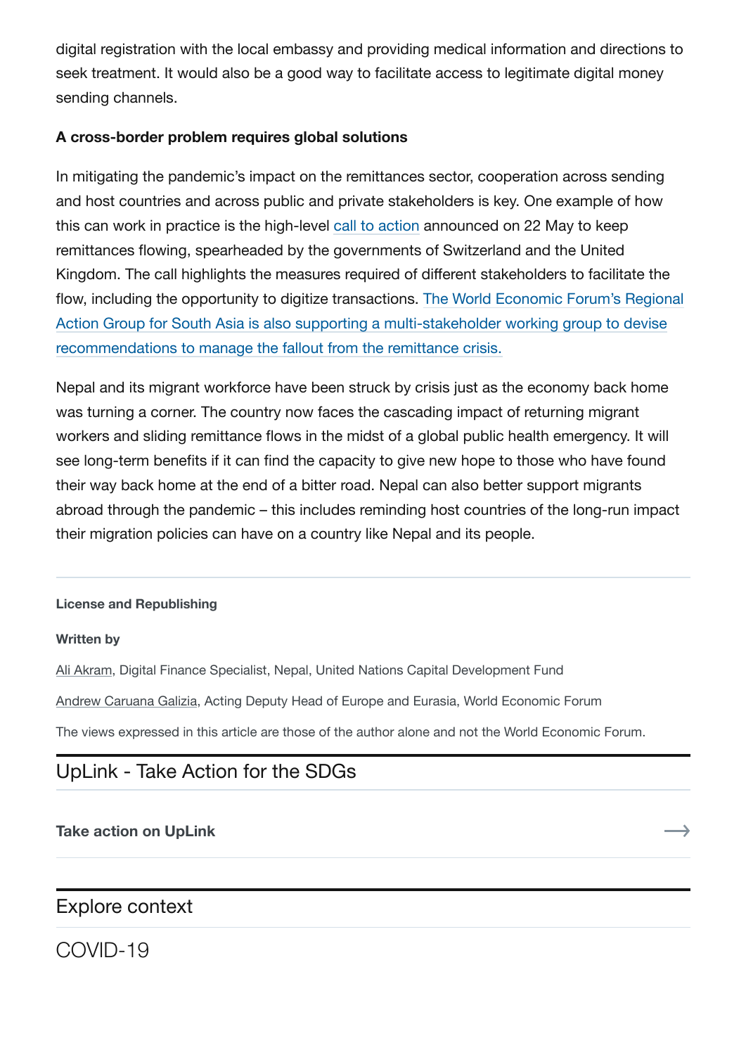digital registration with the local embassy and providing medical information and directions to seek treatment. It would also be a good way to facilitate access to legitimate digital money sending channels.

**A cross-border problem requires global solutions**

In mitigating the pandemic's impact on the remittances sector, cooperation across sending and host countries and across public and private stakeholders is key. One example of how this can work in practice is the high-level call to action announced on 22 May to keep remittances flowing, spearheaded by the governments of Switzerland and the United Kingdom. The call highlights the measures required of different stakeholders to facilitate the flow, including the opportunity to digitize transactions. The World Economic Forum's Regional Action Group for South Asia is also supporting a multi-stakeholder working group to devise recommendations to manage the fallout from the remittance crisis.

Nepal and its migrant workforce have been struck by crisis just as the economy back home was turning a corner. The country now faces the cascading impact of returning migrant workers and sliding remittance flows in the midst of a global public health emergency. It will see long-term benefits if it can find the capacity to give new hope to those who have found their way back home at the end of a bitter road. Nepal can also better support migrants abroad through the pandemic – this includes reminding host countries of the long-run impact their migration policies can have on a country like Nepal and its people.

**License and Republishing**

**Written by**

Ali Akram, Digital Finance Specialist, Nepal, United Nations Capital Development Fund

Andrew Caruana Galizia, Acting Deputy Head of Europe and Eurasia, World Economic Forum

The views expressed in this article are those of the author alone and not the World Economic Forum.

## UpLink - Take Action for the SDGs

**Take action on UpLink** →

## Explore context

COVID-19